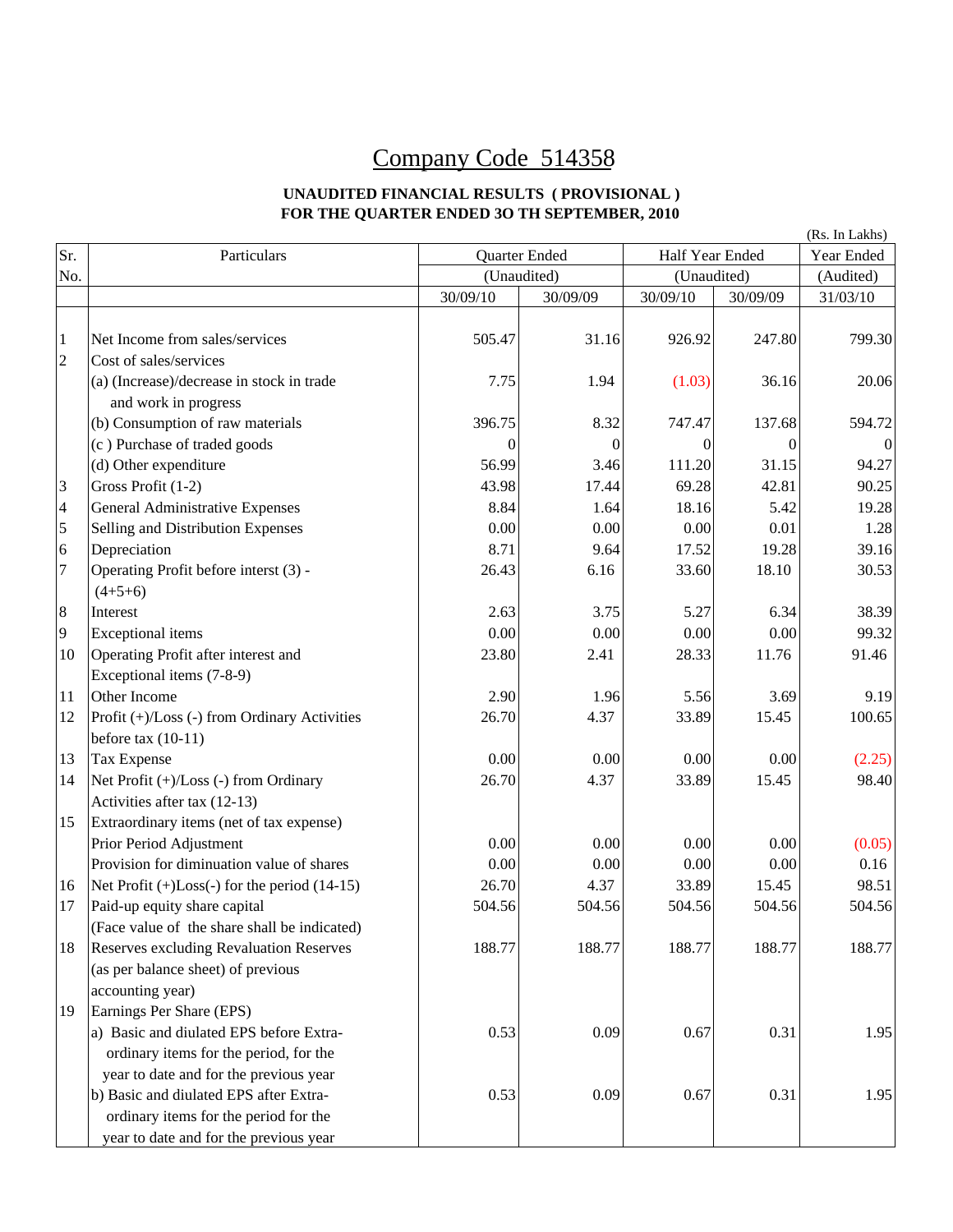# Company Code 514358

**UNAUDITED FINANCIAL RESULTS ( PROVISIONAL )**
**FOR THE QUARTER ENDED 3O TH SEPTEMBER, 2010**

(Rs. In Lakhs)

| Sr. No. | Particulars | Quarter Ended (Unaudited) | | Half Year Ended (Unaudited) | | Year Ended (Audited) |
|---|---|---|---|---|---|---|
| | | 30/09/10 | 30/09/09 | 30/09/10 | 30/09/09 | 31/03/10 |
| 1 | Net Income from sales/services | 505.47 | 31.16 | 926.92 | 247.80 | 799.30 |
| 2 | Cost of sales/services | | | | | |
| | (a) (Increase)/decrease in stock in trade and work in progress | 7.75 | 1.94 | (1.03) | 36.16 | 20.06 |
| | (b) Consumption of raw materials | 396.75 | 8.32 | 747.47 | 137.68 | 594.72 |
| | (c ) Purchase of traded goods | 0 | 0 | 0 | 0 | 0 |
| | (d) Other expenditure | 56.99 | 3.46 | 111.20 | 31.15 | 94.27 |
| 3 | Gross Profit (1-2) | 43.98 | 17.44 | 69.28 | 42.81 | 90.25 |
| 4 | General Administrative Expenses | 8.84 | 1.64 | 18.16 | 5.42 | 19.28 |
| 5 | Selling and Distribution Expenses | 0.00 | 0.00 | 0.00 | 0.01 | 1.28 |
| 6 | Depreciation | 8.71 | 9.64 | 17.52 | 19.28 | 39.16 |
| 7 | Operating Profit before interst (3) - (4+5+6) | 26.43 | 6.16 | 33.60 | 18.10 | 30.53 |
| 8 | Interest | 2.63 | 3.75 | 5.27 | 6.34 | 38.39 |
| 9 | Exceptional items | 0.00 | 0.00 | 0.00 | 0.00 | 99.32 |
| 10 | Operating Profit after interest and Exceptional items (7-8-9) | 23.80 | 2.41 | 28.33 | 11.76 | 91.46 |
| 11 | Other Income | 2.90 | 1.96 | 5.56 | 3.69 | 9.19 |
| 12 | Profit (+)/Loss (-) from Ordinary Activities before tax (10-11) | 26.70 | 4.37 | 33.89 | 15.45 | 100.65 |
| 13 | Tax Expense | 0.00 | 0.00 | 0.00 | 0.00 | (2.25) |
| 14 | Net Profit (+)/Loss (-) from Ordinary Activities after tax (12-13) | 26.70 | 4.37 | 33.89 | 15.45 | 98.40 |
| 15 | Extraordinary items (net of tax expense) | | | | | |
| | Prior Period Adjustment | 0.00 | 0.00 | 0.00 | 0.00 | (0.05) |
| | Provision for diminuation value of shares | 0.00 | 0.00 | 0.00 | 0.00 | 0.16 |
| 16 | Net Profit (+)Loss(-) for the period (14-15) | 26.70 | 4.37 | 33.89 | 15.45 | 98.51 |
| 17 | Paid-up equity share capital (Face value of the share shall be indicated) | 504.56 | 504.56 | 504.56 | 504.56 | 504.56 |
| 18 | Reserves excluding Revaluation Reserves (as per balance sheet) of previous accounting year) | 188.77 | 188.77 | 188.77 | 188.77 | 188.77 |
| 19 | Earnings Per Share (EPS) | | | | | |
| | a) Basic and diulated EPS before Extra-ordinary items for the period, for the year to date and for the previous year | 0.53 | 0.09 | 0.67 | 0.31 | 1.95 |
| | b) Basic and diulated EPS after Extra-ordinary items for the period for the year to date and for the previous year | 0.53 | 0.09 | 0.67 | 0.31 | 1.95 |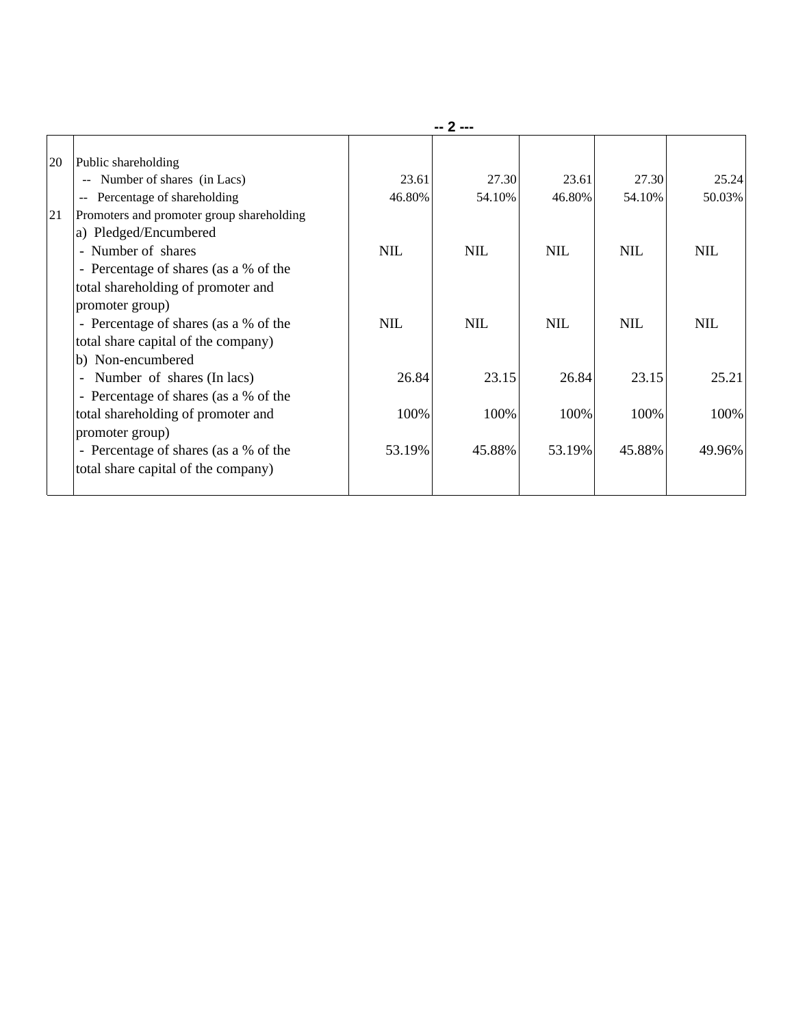| | | | | | | |
|---|---|---|---|---|---|---|
| 20 | Public shareholding | | | | | |
| | -- Number of shares (in Lacs) | 23.61 | 27.30 | 23.61 | 27.30 | 25.24 |
| | -- Percentage of shareholding | 46.80% | 54.10% | 46.80% | 54.10% | 50.03% |
| 21 | Promoters and promoter group shareholding | | | | | |
| | a) Pledged/Encumbered | | | | | |
| | - Number of shares | NIL | NIL | NIL | NIL | NIL |
| | - Percentage of shares (as a % of the total shareholding of promoter and promoter group) | | | | | |
| | - Percentage of shares (as a % of the total share capital of the company) | NIL | NIL | NIL | NIL | NIL |
| | b) Non-encumbered | | | | | |
| | - Number of shares (In lacs) | 26.84 | 23.15 | 26.84 | 23.15 | 25.21 |
| | - Percentage of shares (as a % of the total shareholding of promoter and promoter group) | 100% | 100% | 100% | 100% | 100% |
| | - Percentage of shares (as a % of the total share capital of the company) | 53.19% | 45.88% | 53.19% | 45.88% | 49.96% |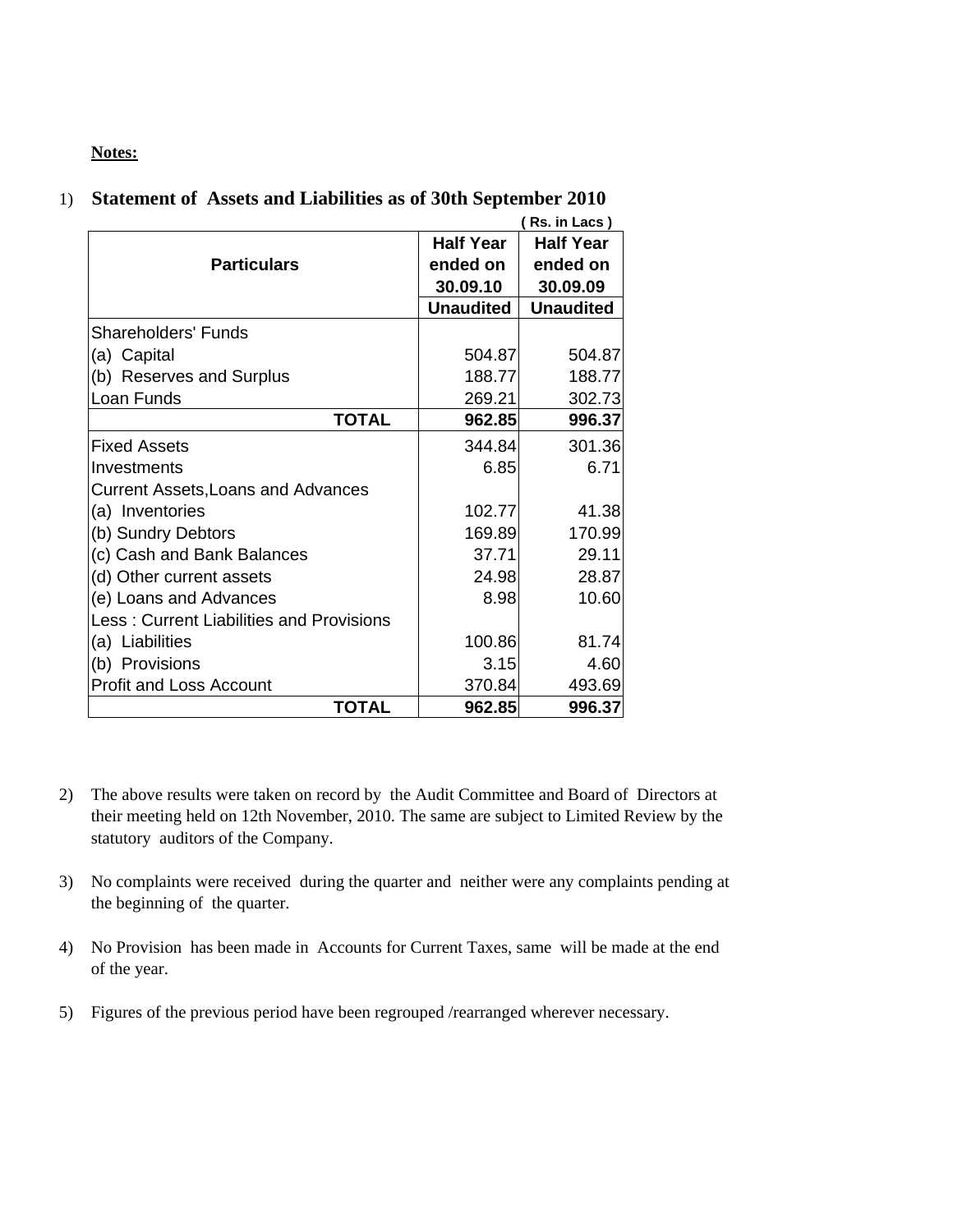**Notes:**

1) **Statement of Assets and Liabilities as of 30th September 2010**

( Rs. in Lacs )

| Particulars | Half Year ended on 30.09.10 | Half Year ended on 30.09.09 |
|---|---|---|
| | Unaudited | Unaudited |
| Shareholders' Funds | | |
| (a) Capital | 504.87 | 504.87 |
| (b) Reserves and Surplus | 188.77 | 188.77 |
| Loan Funds | 269.21 | 302.73 |
| **TOTAL** | **962.85** | **996.37** |
| Fixed Assets | 344.84 | 301.36 |
| Investments | 6.85 | 6.71 |
| Current Assets,Loans and Advances | | |
| (a) Inventories | 102.77 | 41.38 |
| (b) Sundry Debtors | 169.89 | 170.99 |
| (c) Cash and Bank Balances | 37.71 | 29.11 |
| (d) Other current assets | 24.98 | 28.87 |
| (e) Loans and Advances | 8.98 | 10.60 |
| Less : Current Liabilities and Provisions | | |
| (a) Liabilities | 100.86 | 81.74 |
| (b) Provisions | 3.15 | 4.60 |
| Profit and Loss Account | 370.84 | 493.69 |
| **TOTAL** | **962.85** | **996.37** |

2) The above results were taken on record by the Audit Committee and Board of Directors at their meeting held on 12th November, 2010. The same are subject to Limited Review by the statutory auditors of the Company.

3) No complaints were received during the quarter and neither were any complaints pending at the beginning of the quarter.

4) No Provision has been made in Accounts for Current Taxes, same will be made at the end of the year.

5) Figures of the previous period have been regrouped /rearranged wherever necessary.